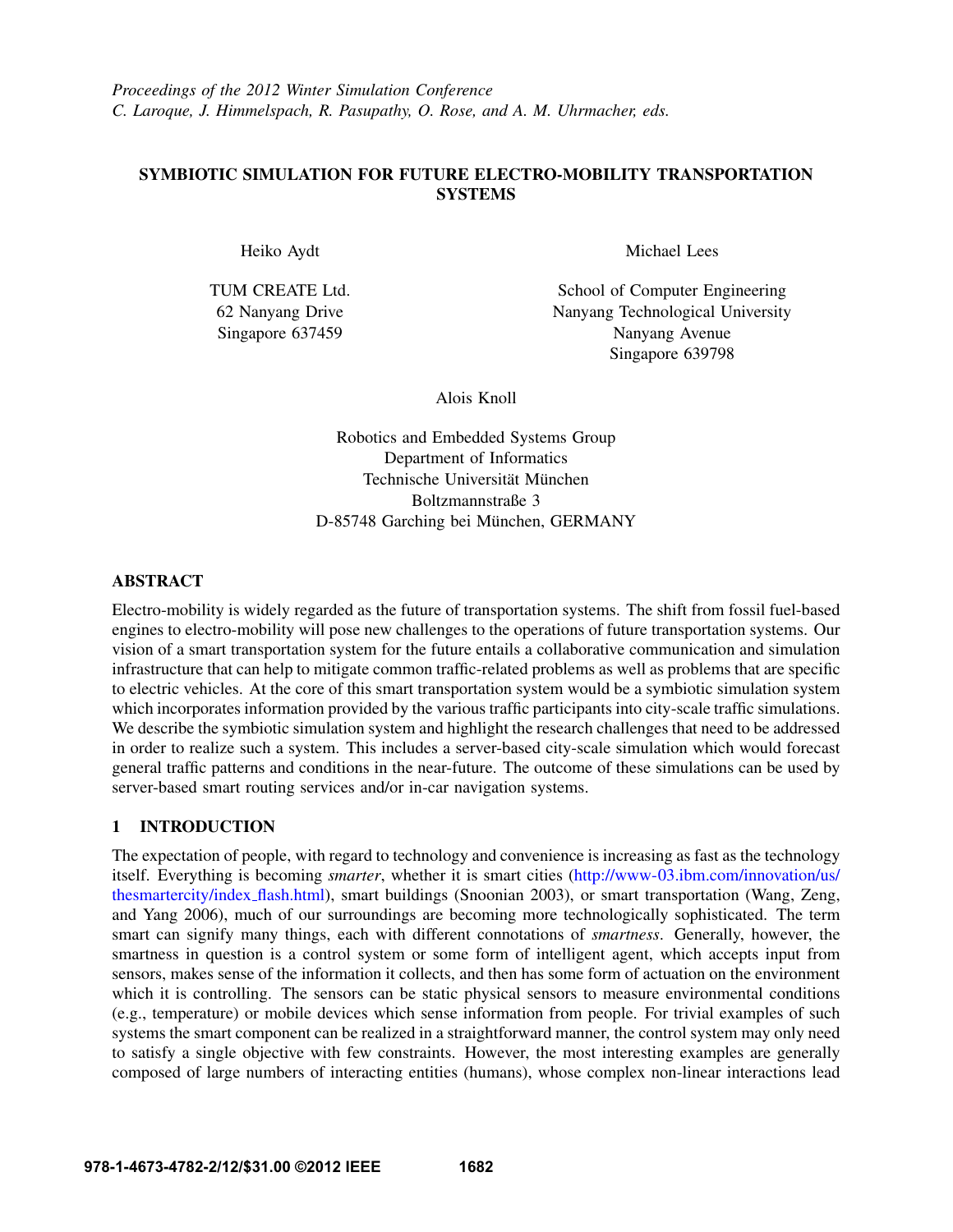Proceedings of the 2012 Winter Simulation Conference
C. Laroque, J. Himmelspach, R. Pasupathy, O. Rose, and A. M. Uhrmacher, eds.

# SYMBIOTIC SIMULATION FOR FUTURE ELECTRO-MOBILITY TRANSPORTATION SYSTEMS

Heiko Aydt

TUM CREATE Ltd.
62 Nanyang Drive
Singapore 637459

Michael Lees

School of Computer Engineering
Nanyang Technological University
Nanyang Avenue
Singapore 639798

Alois Knoll

Robotics and Embedded Systems Group
Department of Informatics
Technische Universität München
Boltzmannstraße 3
D-85748 Garching bei München, GERMANY

## ABSTRACT

Electro-mobility is widely regarded as the future of transportation systems. The shift from fossil fuel-based engines to electro-mobility will pose new challenges to the operations of future transportation systems. Our vision of a smart transportation system for the future entails a collaborative communication and simulation infrastructure that can help to mitigate common traffic-related problems as well as problems that are specific to electric vehicles. At the core of this smart transportation system would be a symbiotic simulation system which incorporates information provided by the various traffic participants into city-scale traffic simulations. We describe the symbiotic simulation system and highlight the research challenges that need to be addressed in order to realize such a system. This includes a server-based city-scale simulation which would forecast general traffic patterns and conditions in the near-future. The outcome of these simulations can be used by server-based smart routing services and/or in-car navigation systems.

## 1 INTRODUCTION

The expectation of people, with regard to technology and convenience is increasing as fast as the technology itself. Everything is becoming *smarter*, whether it is smart cities (http://www-03.ibm.com/innovation/us/thesmartercity/index_flash.html), smart buildings (Snoonian 2003), or smart transportation (Wang, Zeng, and Yang 2006), much of our surroundings are becoming more technologically sophisticated. The term smart can signify many things, each with different connotations of *smartness*. Generally, however, the smartness in question is a control system or some form of intelligent agent, which accepts input from sensors, makes sense of the information it collects, and then has some form of actuation on the environment which it is controlling. The sensors can be static physical sensors to measure environmental conditions (e.g., temperature) or mobile devices which sense information from people. For trivial examples of such systems the smart component can be realized in a straightforward manner, the control system may only need to satisfy a single objective with few constraints. However, the most interesting examples are generally composed of large numbers of interacting entities (humans), whose complex non-linear interactions lead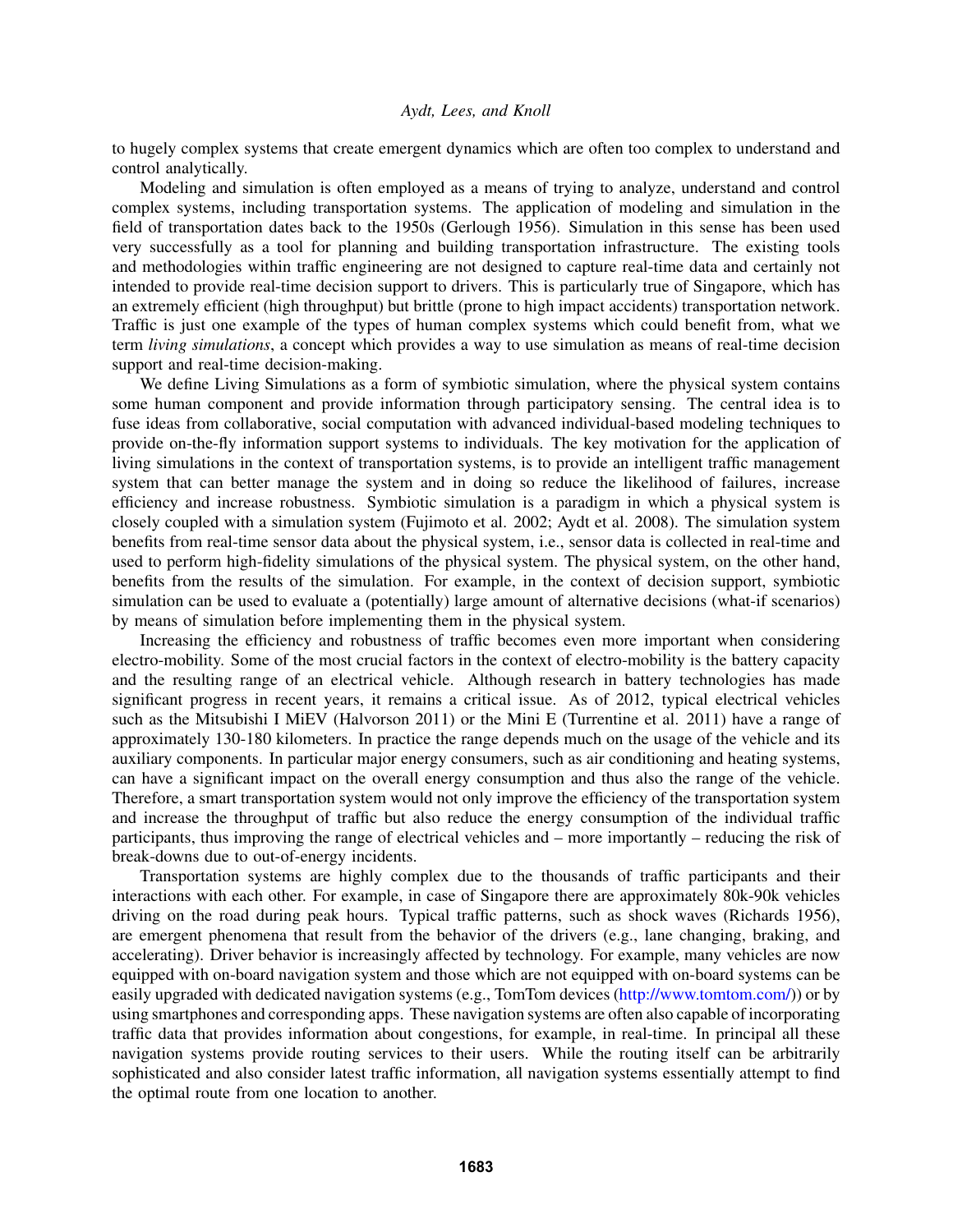to hugely complex systems that create emergent dynamics which are often too complex to understand and control analytically.

Modeling and simulation is often employed as a means of trying to analyze, understand and control complex systems, including transportation systems. The application of modeling and simulation in the field of transportation dates back to the 1950s (Gerlough 1956). Simulation in this sense has been used very successfully as a tool for planning and building transportation infrastructure. The existing tools and methodologies within traffic engineering are not designed to capture real-time data and certainly not intended to provide real-time decision support to drivers. This is particularly true of Singapore, which has an extremely efficient (high throughput) but brittle (prone to high impact accidents) transportation network. Traffic is just one example of the types of human complex systems which could benefit from, what we term *living simulations*, a concept which provides a way to use simulation as means of real-time decision support and real-time decision-making.

We define Living Simulations as a form of symbiotic simulation, where the physical system contains some human component and provide information through participatory sensing. The central idea is to fuse ideas from collaborative, social computation with advanced individual-based modeling techniques to provide on-the-fly information support systems to individuals. The key motivation for the application of living simulations in the context of transportation systems, is to provide an intelligent traffic management system that can better manage the system and in doing so reduce the likelihood of failures, increase efficiency and increase robustness. Symbiotic simulation is a paradigm in which a physical system is closely coupled with a simulation system (Fujimoto et al. 2002; Aydt et al. 2008). The simulation system benefits from real-time sensor data about the physical system, i.e., sensor data is collected in real-time and used to perform high-fidelity simulations of the physical system. The physical system, on the other hand, benefits from the results of the simulation. For example, in the context of decision support, symbiotic simulation can be used to evaluate a (potentially) large amount of alternative decisions (what-if scenarios) by means of simulation before implementing them in the physical system.

Increasing the efficiency and robustness of traffic becomes even more important when considering electro-mobility. Some of the most crucial factors in the context of electro-mobility is the battery capacity and the resulting range of an electrical vehicle. Although research in battery technologies has made significant progress in recent years, it remains a critical issue. As of 2012, typical electrical vehicles such as the Mitsubishi I MiEV (Halvorson 2011) or the Mini E (Turrentine et al. 2011) have a range of approximately 130-180 kilometers. In practice the range depends much on the usage of the vehicle and its auxiliary components. In particular major energy consumers, such as air conditioning and heating systems, can have a significant impact on the overall energy consumption and thus also the range of the vehicle. Therefore, a smart transportation system would not only improve the efficiency of the transportation system and increase the throughput of traffic but also reduce the energy consumption of the individual traffic participants, thus improving the range of electrical vehicles and – more importantly – reducing the risk of break-downs due to out-of-energy incidents.

Transportation systems are highly complex due to the thousands of traffic participants and their interactions with each other. For example, in case of Singapore there are approximately 80k-90k vehicles driving on the road during peak hours. Typical traffic patterns, such as shock waves (Richards 1956), are emergent phenomena that result from the behavior of the drivers (e.g., lane changing, braking, and accelerating). Driver behavior is increasingly affected by technology. For example, many vehicles are now equipped with on-board navigation system and those which are not equipped with on-board systems can be easily upgraded with dedicated navigation systems (e.g., TomTom devices (http://www.tomtom.com/)) or by using smartphones and corresponding apps. These navigation systems are often also capable of incorporating traffic data that provides information about congestions, for example, in real-time. In principal all these navigation systems provide routing services to their users. While the routing itself can be arbitrarily sophisticated and also consider latest traffic information, all navigation systems essentially attempt to find the optimal route from one location to another.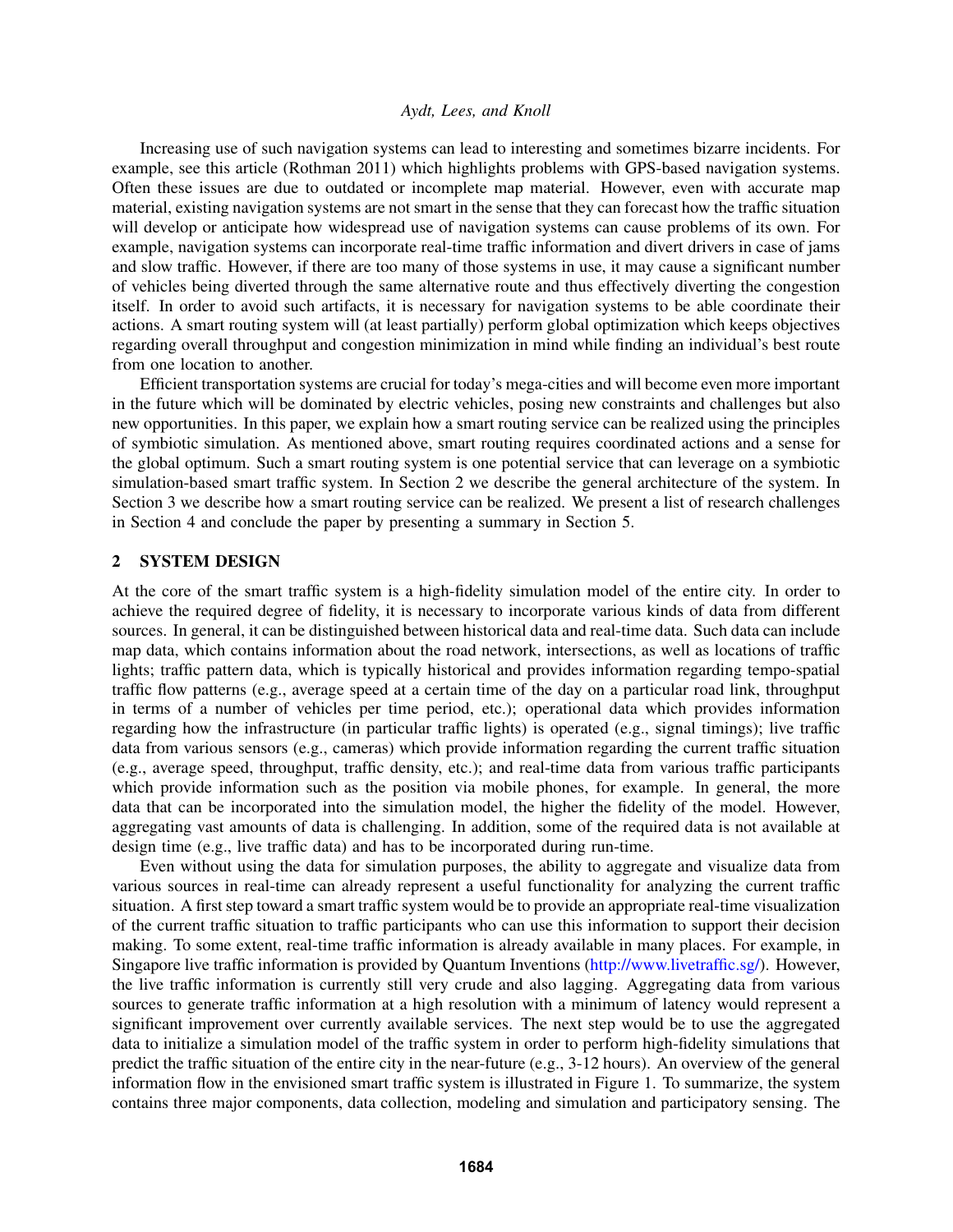Increasing use of such navigation systems can lead to interesting and sometimes bizarre incidents. For example, see this article (Rothman 2011) which highlights problems with GPS-based navigation systems. Often these issues are due to outdated or incomplete map material. However, even with accurate map material, existing navigation systems are not smart in the sense that they can forecast how the traffic situation will develop or anticipate how widespread use of navigation systems can cause problems of its own. For example, navigation systems can incorporate real-time traffic information and divert drivers in case of jams and slow traffic. However, if there are too many of those systems in use, it may cause a significant number of vehicles being diverted through the same alternative route and thus effectively diverting the congestion itself. In order to avoid such artifacts, it is necessary for navigation systems to be able coordinate their actions. A smart routing system will (at least partially) perform global optimization which keeps objectives regarding overall throughput and congestion minimization in mind while finding an individual's best route from one location to another.

Efficient transportation systems are crucial for today's mega-cities and will become even more important in the future which will be dominated by electric vehicles, posing new constraints and challenges but also new opportunities. In this paper, we explain how a smart routing service can be realized using the principles of symbiotic simulation. As mentioned above, smart routing requires coordinated actions and a sense for the global optimum. Such a smart routing system is one potential service that can leverage on a symbiotic simulation-based smart traffic system. In Section 2 we describe the general architecture of the system. In Section 3 we describe how a smart routing service can be realized. We present a list of research challenges in Section 4 and conclude the paper by presenting a summary in Section 5.

## 2 SYSTEM DESIGN

At the core of the smart traffic system is a high-fidelity simulation model of the entire city. In order to achieve the required degree of fidelity, it is necessary to incorporate various kinds of data from different sources. In general, it can be distinguished between historical data and real-time data. Such data can include map data, which contains information about the road network, intersections, as well as locations of traffic lights; traffic pattern data, which is typically historical and provides information regarding tempo-spatial traffic flow patterns (e.g., average speed at a certain time of the day on a particular road link, throughput in terms of a number of vehicles per time period, etc.); operational data which provides information regarding how the infrastructure (in particular traffic lights) is operated (e.g., signal timings); live traffic data from various sensors (e.g., cameras) which provide information regarding the current traffic situation (e.g., average speed, throughput, traffic density, etc.); and real-time data from various traffic participants which provide information such as the position via mobile phones, for example. In general, the more data that can be incorporated into the simulation model, the higher the fidelity of the model. However, aggregating vast amounts of data is challenging. In addition, some of the required data is not available at design time (e.g., live traffic data) and has to be incorporated during run-time.

Even without using the data for simulation purposes, the ability to aggregate and visualize data from various sources in real-time can already represent a useful functionality for analyzing the current traffic situation. A first step toward a smart traffic system would be to provide an appropriate real-time visualization of the current traffic situation to traffic participants who can use this information to support their decision making. To some extent, real-time traffic information is already available in many places. For example, in Singapore live traffic information is provided by Quantum Inventions (http://www.livetraffic.sg/). However, the live traffic information is currently still very crude and also lagging. Aggregating data from various sources to generate traffic information at a high resolution with a minimum of latency would represent a significant improvement over currently available services. The next step would be to use the aggregated data to initialize a simulation model of the traffic system in order to perform high-fidelity simulations that predict the traffic situation of the entire city in the near-future (e.g., 3-12 hours). An overview of the general information flow in the envisioned smart traffic system is illustrated in Figure 1. To summarize, the system contains three major components, data collection, modeling and simulation and participatory sensing. The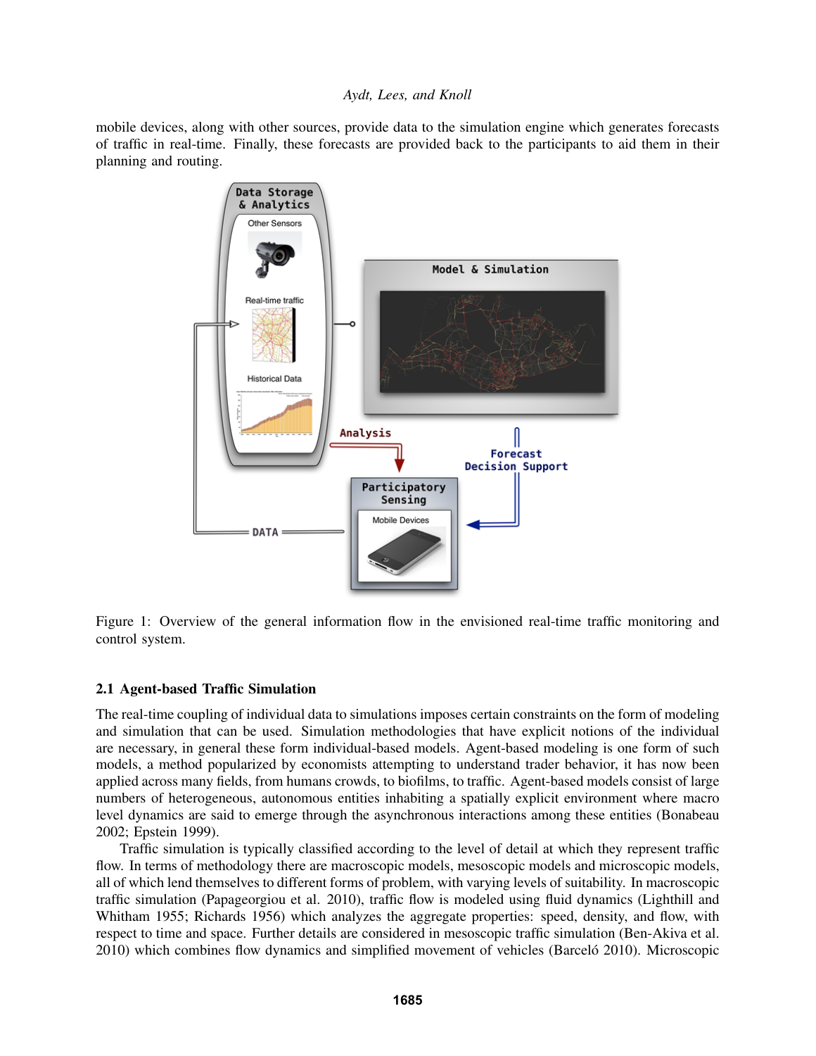mobile devices, along with other sources, provide data to the simulation engine which generates forecasts of traffic in real-time. Finally, these forecasts are provided back to the participants to aid them in their planning and routing.

Figure 1: Overview of the general information flow in the envisioned real-time traffic monitoring and control system.

### 2.1 Agent-based Traffic Simulation

The real-time coupling of individual data to simulations imposes certain constraints on the form of modeling and simulation that can be used. Simulation methodologies that have explicit notions of the individual are necessary, in general these form individual-based models. Agent-based modeling is one form of such models, a method popularized by economists attempting to understand trader behavior, it has now been applied across many fields, from humans crowds, to biofilms, to traffic. Agent-based models consist of large numbers of heterogeneous, autonomous entities inhabiting a spatially explicit environment where macro level dynamics are said to emerge through the asynchronous interactions among these entities (Bonabeau 2002; Epstein 1999).

Traffic simulation is typically classified according to the level of detail at which they represent traffic flow. In terms of methodology there are macroscopic models, mesoscopic models and microscopic models, all of which lend themselves to different forms of problem, with varying levels of suitability. In macroscopic traffic simulation (Papageorgiou et al. 2010), traffic flow is modeled using fluid dynamics (Lighthill and Whitham 1955; Richards 1956) which analyzes the aggregate properties: speed, density, and flow, with respect to time and space. Further details are considered in mesoscopic traffic simulation (Ben-Akiva et al. 2010) which combines flow dynamics and simplified movement of vehicles (Barceló 2010). Microscopic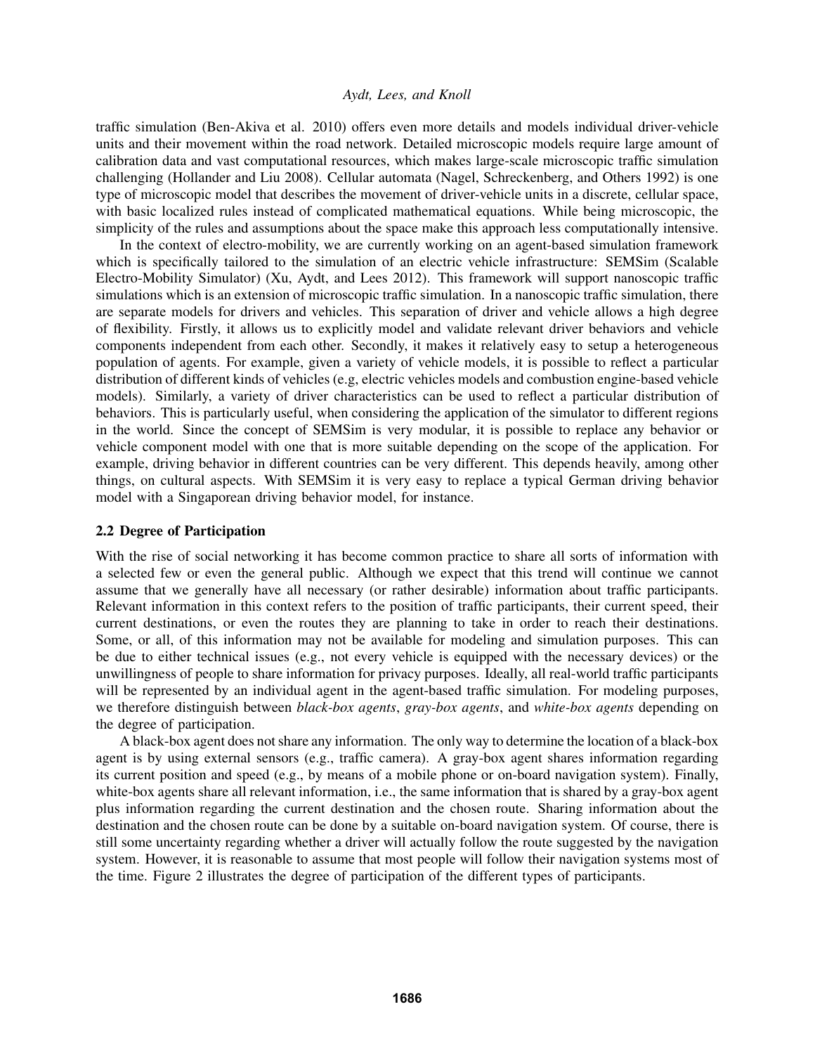traffic simulation (Ben-Akiva et al. 2010) offers even more details and models individual driver-vehicle units and their movement within the road network. Detailed microscopic models require large amount of calibration data and vast computational resources, which makes large-scale microscopic traffic simulation challenging (Hollander and Liu 2008). Cellular automata (Nagel, Schreckenberg, and Others 1992) is one type of microscopic model that describes the movement of driver-vehicle units in a discrete, cellular space, with basic localized rules instead of complicated mathematical equations. While being microscopic, the simplicity of the rules and assumptions about the space make this approach less computationally intensive.

In the context of electro-mobility, we are currently working on an agent-based simulation framework which is specifically tailored to the simulation of an electric vehicle infrastructure: SEMSim (Scalable Electro-Mobility Simulator) (Xu, Aydt, and Lees 2012). This framework will support nanoscopic traffic simulations which is an extension of microscopic traffic simulation. In a nanoscopic traffic simulation, there are separate models for drivers and vehicles. This separation of driver and vehicle allows a high degree of flexibility. Firstly, it allows us to explicitly model and validate relevant driver behaviors and vehicle components independent from each other. Secondly, it makes it relatively easy to setup a heterogeneous population of agents. For example, given a variety of vehicle models, it is possible to reflect a particular distribution of different kinds of vehicles (e.g, electric vehicles models and combustion engine-based vehicle models). Similarly, a variety of driver characteristics can be used to reflect a particular distribution of behaviors. This is particularly useful, when considering the application of the simulator to different regions in the world. Since the concept of SEMSim is very modular, it is possible to replace any behavior or vehicle component model with one that is more suitable depending on the scope of the application. For example, driving behavior in different countries can be very different. This depends heavily, among other things, on cultural aspects. With SEMSim it is very easy to replace a typical German driving behavior model with a Singaporean driving behavior model, for instance.

### 2.2 Degree of Participation

With the rise of social networking it has become common practice to share all sorts of information with a selected few or even the general public. Although we expect that this trend will continue we cannot assume that we generally have all necessary (or rather desirable) information about traffic participants. Relevant information in this context refers to the position of traffic participants, their current speed, their current destinations, or even the routes they are planning to take in order to reach their destinations. Some, or all, of this information may not be available for modeling and simulation purposes. This can be due to either technical issues (e.g., not every vehicle is equipped with the necessary devices) or the unwillingness of people to share information for privacy purposes. Ideally, all real-world traffic participants will be represented by an individual agent in the agent-based traffic simulation. For modeling purposes, we therefore distinguish between *black-box agents*, *gray-box agents*, and *white-box agents* depending on the degree of participation.

A black-box agent does not share any information. The only way to determine the location of a black-box agent is by using external sensors (e.g., traffic camera). A gray-box agent shares information regarding its current position and speed (e.g., by means of a mobile phone or on-board navigation system). Finally, white-box agents share all relevant information, i.e., the same information that is shared by a gray-box agent plus information regarding the current destination and the chosen route. Sharing information about the destination and the chosen route can be done by a suitable on-board navigation system. Of course, there is still some uncertainty regarding whether a driver will actually follow the route suggested by the navigation system. However, it is reasonable to assume that most people will follow their navigation systems most of the time. Figure 2 illustrates the degree of participation of the different types of participants.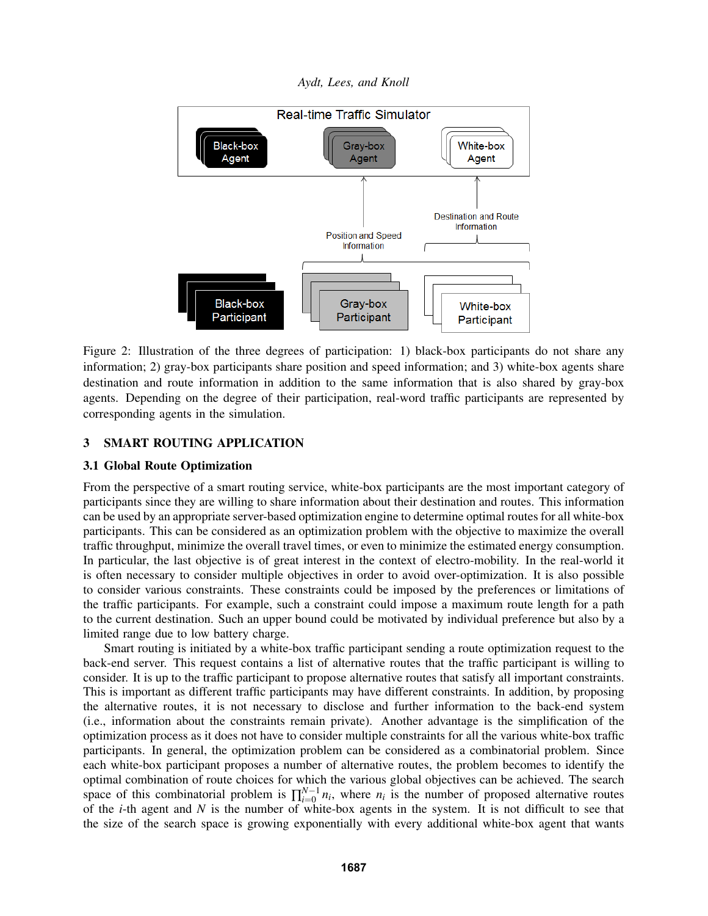Real-time Traffic Simulator

Black-box Agent

Gray-box Agent

White-box Agent

Position and Speed Information

Destination and Route Information

Black-box Participant

Gray-box Participant

White-box Participant

Figure 2: Illustration of the three degrees of participation: 1) black-box participants do not share any information; 2) gray-box participants share position and speed information; and 3) white-box agents share destination and route information in addition to the same information that is also shared by gray-box agents. Depending on the degree of their participation, real-word traffic participants are represented by corresponding agents in the simulation.

## 3 SMART ROUTING APPLICATION

### 3.1 Global Route Optimization

From the perspective of a smart routing service, white-box participants are the most important category of participants since they are willing to share information about their destination and routes. This information can be used by an appropriate server-based optimization engine to determine optimal routes for all white-box participants. This can be considered as an optimization problem with the objective to maximize the overall traffic throughput, minimize the overall travel times, or even to minimize the estimated energy consumption. In particular, the last objective is of great interest in the context of electro-mobility. In the real-world it is often necessary to consider multiple objectives in order to avoid over-optimization. It is also possible to consider various constraints. These constraints could be imposed by the preferences or limitations of the traffic participants. For example, such a constraint could impose a maximum route length for a path to the current destination. Such an upper bound could be motivated by individual preference but also by a limited range due to low battery charge.

Smart routing is initiated by a white-box traffic participant sending a route optimization request to the back-end server. This request contains a list of alternative routes that the traffic participant is willing to consider. It is up to the traffic participant to propose alternative routes that satisfy all important constraints. This is important as different traffic participants may have different constraints. In addition, by proposing the alternative routes, it is not necessary to disclose and further information to the back-end system (i.e., information about the constraints remain private). Another advantage is the simplification of the optimization process as it does not have to consider multiple constraints for all the various white-box traffic participants. In general, the optimization problem can be considered as a combinatorial problem. Since each white-box participant proposes a number of alternative routes, the problem becomes to identify the optimal combination of route choices for which the various global objectives can be achieved. The search space of this combinatorial problem is $\prod_{i=0}^{N-1} n_i$, where $n_i$ is the number of proposed alternative routes of the $i$-th agent and $N$ is the number of white-box agents in the system. It is not difficult to see that the size of the search space is growing exponentially with every additional white-box agent that wants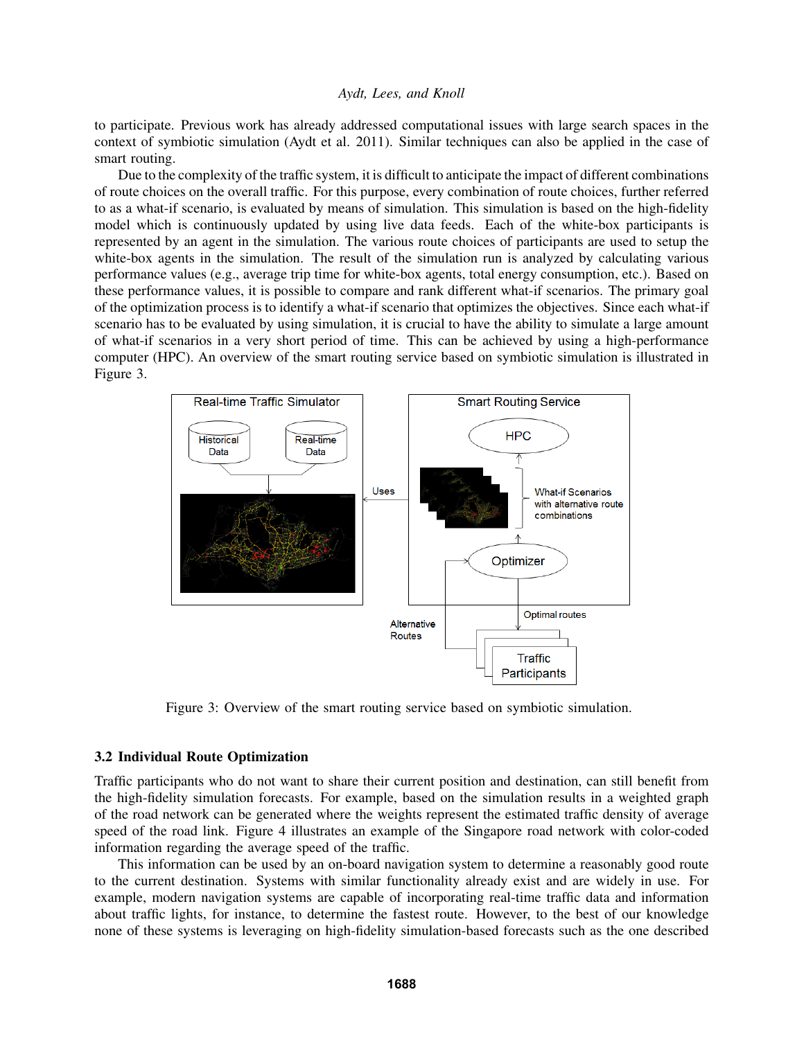to participate. Previous work has already addressed computational issues with large search spaces in the context of symbiotic simulation (Aydt et al. 2011). Similar techniques can also be applied in the case of smart routing.

Due to the complexity of the traffic system, it is difficult to anticipate the impact of different combinations of route choices on the overall traffic. For this purpose, every combination of route choices, further referred to as a what-if scenario, is evaluated by means of simulation. This simulation is based on the high-fidelity model which is continuously updated by using live data feeds. Each of the white-box participants is represented by an agent in the simulation. The various route choices of participants are used to setup the white-box agents in the simulation. The result of the simulation run is analyzed by calculating various performance values (e.g., average trip time for white-box agents, total energy consumption, etc.). Based on these performance values, it is possible to compare and rank different what-if scenarios. The primary goal of the optimization process is to identify a what-if scenario that optimizes the objectives. Since each what-if scenario has to be evaluated by using simulation, it is crucial to have the ability to simulate a large amount of what-if scenarios in a very short period of time. This can be achieved by using a high-performance computer (HPC). An overview of the smart routing service based on symbiotic simulation is illustrated in Figure 3.

Real-time Traffic Simulator
Historical Data
Real-time Data
Uses
Smart Routing Service
HPC
What-if Scenarios with alternative route combinations
Optimizer
Optimal routes
Alternative Routes
Traffic Participants

Figure 3: Overview of the smart routing service based on symbiotic simulation.

### 3.2 Individual Route Optimization

Traffic participants who do not want to share their current position and destination, can still benefit from the high-fidelity simulation forecasts. For example, based on the simulation results in a weighted graph of the road network can be generated where the weights represent the estimated traffic density of average speed of the road link. Figure 4 illustrates an example of the Singapore road network with color-coded information regarding the average speed of the traffic.

This information can be used by an on-board navigation system to determine a reasonably good route to the current destination. Systems with similar functionality already exist and are widely in use. For example, modern navigation systems are capable of incorporating real-time traffic data and information about traffic lights, for instance, to determine the fastest route. However, to the best of our knowledge none of these systems is leveraging on high-fidelity simulation-based forecasts such as the one described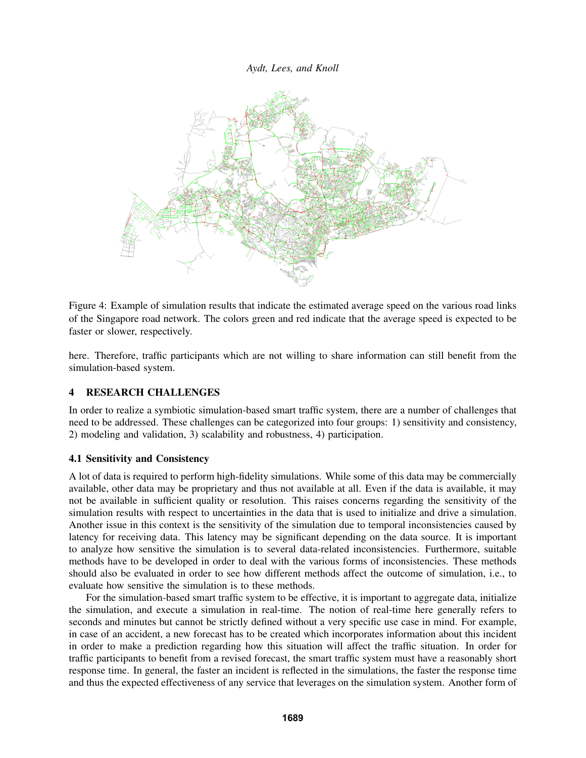Figure 4: Example of simulation results that indicate the estimated average speed on the various road links of the Singapore road network. The colors green and red indicate that the average speed is expected to be faster or slower, respectively.

here. Therefore, traffic participants which are not willing to share information can still benefit from the simulation-based system.

## 4 RESEARCH CHALLENGES

In order to realize a symbiotic simulation-based smart traffic system, there are a number of challenges that need to be addressed. These challenges can be categorized into four groups: 1) sensitivity and consistency, 2) modeling and validation, 3) scalability and robustness, 4) participation.

### 4.1 Sensitivity and Consistency

A lot of data is required to perform high-fidelity simulations. While some of this data may be commercially available, other data may be proprietary and thus not available at all. Even if the data is available, it may not be available in sufficient quality or resolution. This raises concerns regarding the sensitivity of the simulation results with respect to uncertainties in the data that is used to initialize and drive a simulation. Another issue in this context is the sensitivity of the simulation due to temporal inconsistencies caused by latency for receiving data. This latency may be significant depending on the data source. It is important to analyze how sensitive the simulation is to several data-related inconsistencies. Furthermore, suitable methods have to be developed in order to deal with the various forms of inconsistencies. These methods should also be evaluated in order to see how different methods affect the outcome of simulation, i.e., to evaluate how sensitive the simulation is to these methods.

For the simulation-based smart traffic system to be effective, it is important to aggregate data, initialize the simulation, and execute a simulation in real-time. The notion of real-time here generally refers to seconds and minutes but cannot be strictly defined without a very specific use case in mind. For example, in case of an accident, a new forecast has to be created which incorporates information about this incident in order to make a prediction regarding how this situation will affect the traffic situation. In order for traffic participants to benefit from a revised forecast, the smart traffic system must have a reasonably short response time. In general, the faster an incident is reflected in the simulations, the faster the response time and thus the expected effectiveness of any service that leverages on the simulation system. Another form of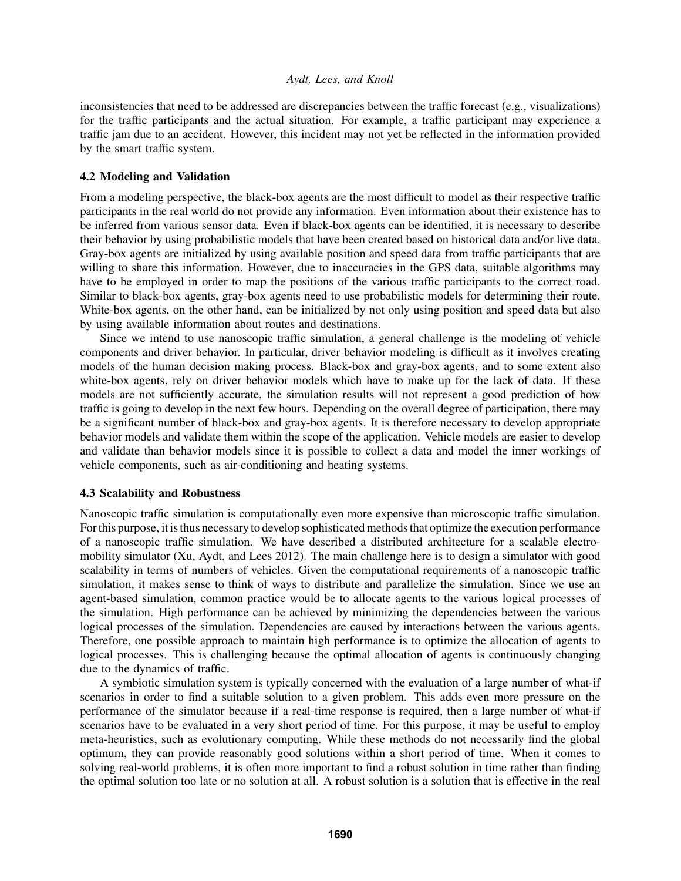inconsistencies that need to be addressed are discrepancies between the traffic forecast (e.g., visualizations) for the traffic participants and the actual situation. For example, a traffic participant may experience a traffic jam due to an accident. However, this incident may not yet be reflected in the information provided by the smart traffic system.

### 4.2 Modeling and Validation

From a modeling perspective, the black-box agents are the most difficult to model as their respective traffic participants in the real world do not provide any information. Even information about their existence has to be inferred from various sensor data. Even if black-box agents can be identified, it is necessary to describe their behavior by using probabilistic models that have been created based on historical data and/or live data. Gray-box agents are initialized by using available position and speed data from traffic participants that are willing to share this information. However, due to inaccuracies in the GPS data, suitable algorithms may have to be employed in order to map the positions of the various traffic participants to the correct road. Similar to black-box agents, gray-box agents need to use probabilistic models for determining their route. White-box agents, on the other hand, can be initialized by not only using position and speed data but also by using available information about routes and destinations.

Since we intend to use nanoscopic traffic simulation, a general challenge is the modeling of vehicle components and driver behavior. In particular, driver behavior modeling is difficult as it involves creating models of the human decision making process. Black-box and gray-box agents, and to some extent also white-box agents, rely on driver behavior models which have to make up for the lack of data. If these models are not sufficiently accurate, the simulation results will not represent a good prediction of how traffic is going to develop in the next few hours. Depending on the overall degree of participation, there may be a significant number of black-box and gray-box agents. It is therefore necessary to develop appropriate behavior models and validate them within the scope of the application. Vehicle models are easier to develop and validate than behavior models since it is possible to collect a data and model the inner workings of vehicle components, such as air-conditioning and heating systems.

### 4.3 Scalability and Robustness

Nanoscopic traffic simulation is computationally even more expensive than microscopic traffic simulation. For this purpose, it is thus necessary to develop sophisticated methods that optimize the execution performance of a nanoscopic traffic simulation. We have described a distributed architecture for a scalable electro-mobility simulator (Xu, Aydt, and Lees 2012). The main challenge here is to design a simulator with good scalability in terms of numbers of vehicles. Given the computational requirements of a nanoscopic traffic simulation, it makes sense to think of ways to distribute and parallelize the simulation. Since we use an agent-based simulation, common practice would be to allocate agents to the various logical processes of the simulation. High performance can be achieved by minimizing the dependencies between the various logical processes of the simulation. Dependencies are caused by interactions between the various agents. Therefore, one possible approach to maintain high performance is to optimize the allocation of agents to logical processes. This is challenging because the optimal allocation of agents is continuously changing due to the dynamics of traffic.

A symbiotic simulation system is typically concerned with the evaluation of a large number of what-if scenarios in order to find a suitable solution to a given problem. This adds even more pressure on the performance of the simulator because if a real-time response is required, then a large number of what-if scenarios have to be evaluated in a very short period of time. For this purpose, it may be useful to employ meta-heuristics, such as evolutionary computing. While these methods do not necessarily find the global optimum, they can provide reasonably good solutions within a short period of time. When it comes to solving real-world problems, it is often more important to find a robust solution in time rather than finding the optimal solution too late or no solution at all. A robust solution is a solution that is effective in the real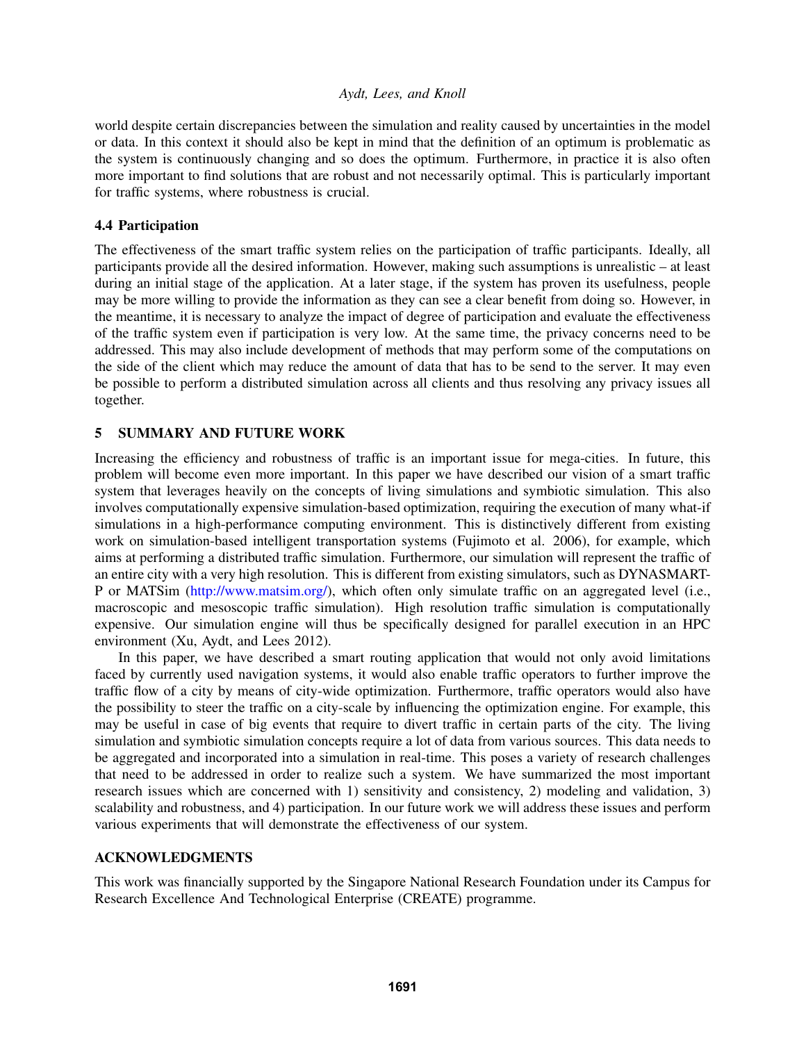world despite certain discrepancies between the simulation and reality caused by uncertainties in the model or data. In this context it should also be kept in mind that the definition of an optimum is problematic as the system is continuously changing and so does the optimum. Furthermore, in practice it is also often more important to find solutions that are robust and not necessarily optimal. This is particularly important for traffic systems, where robustness is crucial.

### 4.4 Participation

The effectiveness of the smart traffic system relies on the participation of traffic participants. Ideally, all participants provide all the desired information. However, making such assumptions is unrealistic – at least during an initial stage of the application. At a later stage, if the system has proven its usefulness, people may be more willing to provide the information as they can see a clear benefit from doing so. However, in the meantime, it is necessary to analyze the impact of degree of participation and evaluate the effectiveness of the traffic system even if participation is very low. At the same time, the privacy concerns need to be addressed. This may also include development of methods that may perform some of the computations on the side of the client which may reduce the amount of data that has to be send to the server. It may even be possible to perform a distributed simulation across all clients and thus resolving any privacy issues all together.

## 5 SUMMARY AND FUTURE WORK

Increasing the efficiency and robustness of traffic is an important issue for mega-cities. In future, this problem will become even more important. In this paper we have described our vision of a smart traffic system that leverages heavily on the concepts of living simulations and symbiotic simulation. This also involves computationally expensive simulation-based optimization, requiring the execution of many what-if simulations in a high-performance computing environment. This is distinctively different from existing work on simulation-based intelligent transportation systems (Fujimoto et al. 2006), for example, which aims at performing a distributed traffic simulation. Furthermore, our simulation will represent the traffic of an entire city with a very high resolution. This is different from existing simulators, such as DYNASMART-P or MATSim (http://www.matsim.org/), which often only simulate traffic on an aggregated level (i.e., macroscopic and mesoscopic traffic simulation). High resolution traffic simulation is computationally expensive. Our simulation engine will thus be specifically designed for parallel execution in an HPC environment (Xu, Aydt, and Lees 2012).

In this paper, we have described a smart routing application that would not only avoid limitations faced by currently used navigation systems, it would also enable traffic operators to further improve the traffic flow of a city by means of city-wide optimization. Furthermore, traffic operators would also have the possibility to steer the traffic on a city-scale by influencing the optimization engine. For example, this may be useful in case of big events that require to divert traffic in certain parts of the city. The living simulation and symbiotic simulation concepts require a lot of data from various sources. This data needs to be aggregated and incorporated into a simulation in real-time. This poses a variety of research challenges that need to be addressed in order to realize such a system. We have summarized the most important research issues which are concerned with 1) sensitivity and consistency, 2) modeling and validation, 3) scalability and robustness, and 4) participation. In our future work we will address these issues and perform various experiments that will demonstrate the effectiveness of our system.

## ACKNOWLEDGMENTS

This work was financially supported by the Singapore National Research Foundation under its Campus for Research Excellence And Technological Enterprise (CREATE) programme.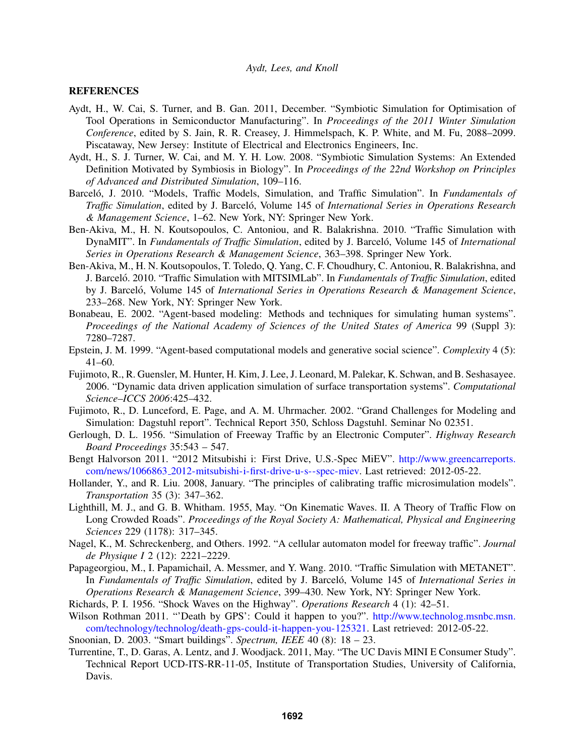## REFERENCES

Aydt, H., W. Cai, S. Turner, and B. Gan. 2011, December. "Symbiotic Simulation for Optimisation of Tool Operations in Semiconductor Manufacturing". In *Proceedings of the 2011 Winter Simulation Conference*, edited by S. Jain, R. R. Creasey, J. Himmelspach, K. P. White, and M. Fu, 2088–2099. Piscataway, New Jersey: Institute of Electrical and Electronics Engineers, Inc.

Aydt, H., S. J. Turner, W. Cai, and M. Y. H. Low. 2008. "Symbiotic Simulation Systems: An Extended Definition Motivated by Symbiosis in Biology". In *Proceedings of the 22nd Workshop on Principles of Advanced and Distributed Simulation*, 109–116.

Barceló, J. 2010. "Models, Traffic Models, Simulation, and Traffic Simulation". In *Fundamentals of Traffic Simulation*, edited by J. Barceló, Volume 145 of *International Series in Operations Research & Management Science*, 1–62. New York, NY: Springer New York.

Ben-Akiva, M., H. N. Koutsopoulos, C. Antoniou, and R. Balakrishna. 2010. "Traffic Simulation with DynaMIT". In *Fundamentals of Traffic Simulation*, edited by J. Barceló, Volume 145 of *International Series in Operations Research & Management Science*, 363–398. Springer New York.

Ben-Akiva, M., H. N. Koutsopoulos, T. Toledo, Q. Yang, C. F. Choudhury, C. Antoniou, R. Balakrishna, and J. Barceló. 2010. "Traffic Simulation with MITSIMLab". In *Fundamentals of Traffic Simulation*, edited by J. Barceló, Volume 145 of *International Series in Operations Research & Management Science*, 233–268. New York, NY: Springer New York.

Bonabeau, E. 2002. "Agent-based modeling: Methods and techniques for simulating human systems". *Proceedings of the National Academy of Sciences of the United States of America* 99 (Suppl 3): 7280–7287.

Epstein, J. M. 1999. "Agent-based computational models and generative social science". *Complexity* 4 (5): 41–60.

Fujimoto, R., R. Guensler, M. Hunter, H. Kim, J. Lee, J. Leonard, M. Palekar, K. Schwan, and B. Seshasayee. 2006. "Dynamic data driven application simulation of surface transportation systems". *Computational Science–ICCS 2006*:425–432.

Fujimoto, R., D. Lunceford, E. Page, and A. M. Uhrmacher. 2002. "Grand Challenges for Modeling and Simulation: Dagstuhl report". Technical Report 350, Schloss Dagstuhl. Seminar No 02351.

Gerlough, D. L. 1956. "Simulation of Freeway Traffic by an Electronic Computer". *Highway Research Board Proceedings* 35:543 – 547.

Bengt Halvorson 2011. "2012 Mitsubishi i: First Drive, U.S.-Spec MiEV". http://www.greencarreports.com/news/1066863_2012-mitsubishi-i-first-drive-u-s--spec-miev. Last retrieved: 2012-05-22.

Hollander, Y., and R. Liu. 2008, January. "The principles of calibrating traffic microsimulation models". *Transportation* 35 (3): 347–362.

Lighthill, M. J., and G. B. Whitham. 1955, May. "On Kinematic Waves. II. A Theory of Traffic Flow on Long Crowded Roads". *Proceedings of the Royal Society A: Mathematical, Physical and Engineering Sciences* 229 (1178): 317–345.

Nagel, K., M. Schreckenberg, and Others. 1992. "A cellular automaton model for freeway traffic". *Journal de Physique I* 2 (12): 2221–2229.

Papageorgiou, M., I. Papamichail, A. Messmer, and Y. Wang. 2010. "Traffic Simulation with METANET". In *Fundamentals of Traffic Simulation*, edited by J. Barceló, Volume 145 of *International Series in Operations Research & Management Science*, 399–430. New York, NY: Springer New York.

Richards, P. I. 1956. "Shock Waves on the Highway". *Operations Research* 4 (1): 42–51.

Wilson Rothman 2011. "'Death by GPS': Could it happen to you?". http://www.technolog.msnbc.msn.com/technology/technolog/death-gps-could-it-happen-you-125321. Last retrieved: 2012-05-22.

Snoonian, D. 2003. "Smart buildings". *Spectrum, IEEE* 40 (8): 18 – 23.

Turrentine, T., D. Garas, A. Lentz, and J. Woodjack. 2011, May. "The UC Davis MINI E Consumer Study". Technical Report UCD-ITS-RR-11-05, Institute of Transportation Studies, University of California, Davis.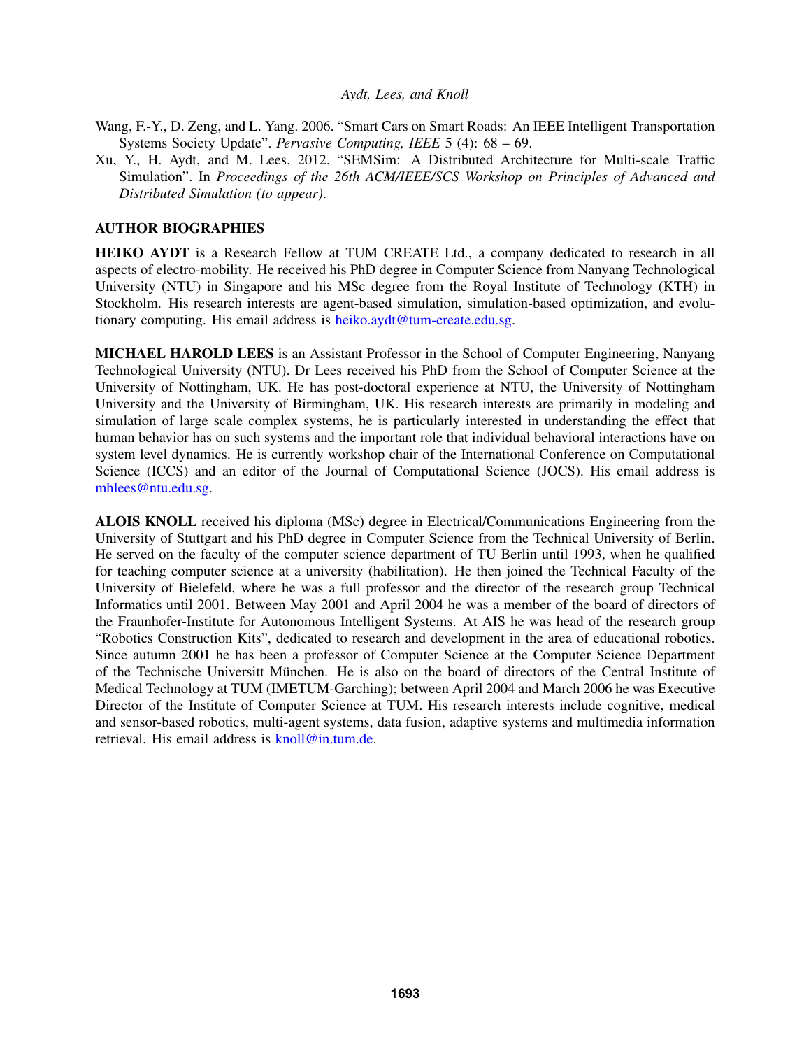Wang, F.-Y., D. Zeng, and L. Yang. 2006. "Smart Cars on Smart Roads: An IEEE Intelligent Transportation Systems Society Update". *Pervasive Computing, IEEE* 5 (4): 68 – 69.

Xu, Y., H. Aydt, and M. Lees. 2012. "SEMSim: A Distributed Architecture for Multi-scale Traffic Simulation". In *Proceedings of the 26th ACM/IEEE/SCS Workshop on Principles of Advanced and Distributed Simulation (to appear)*.

## AUTHOR BIOGRAPHIES

**HEIKO AYDT** is a Research Fellow at TUM CREATE Ltd., a company dedicated to research in all aspects of electro-mobility. He received his PhD degree in Computer Science from Nanyang Technological University (NTU) in Singapore and his MSc degree from the Royal Institute of Technology (KTH) in Stockholm. His research interests are agent-based simulation, simulation-based optimization, and evolutionary computing. His email address is heiko.aydt@tum-create.edu.sg.

**MICHAEL HAROLD LEES** is an Assistant Professor in the School of Computer Engineering, Nanyang Technological University (NTU). Dr Lees received his PhD from the School of Computer Science at the University of Nottingham, UK. He has post-doctoral experience at NTU, the University of Nottingham University and the University of Birmingham, UK. His research interests are primarily in modeling and simulation of large scale complex systems, he is particularly interested in understanding the effect that human behavior has on such systems and the important role that individual behavioral interactions have on system level dynamics. He is currently workshop chair of the International Conference on Computational Science (ICCS) and an editor of the Journal of Computational Science (JOCS). His email address is mhlees@ntu.edu.sg.

**ALOIS KNOLL** received his diploma (MSc) degree in Electrical/Communications Engineering from the University of Stuttgart and his PhD degree in Computer Science from the Technical University of Berlin. He served on the faculty of the computer science department of TU Berlin until 1993, when he qualified for teaching computer science at a university (habilitation). He then joined the Technical Faculty of the University of Bielefeld, where he was a full professor and the director of the research group Technical Informatics until 2001. Between May 2001 and April 2004 he was a member of the board of directors of the Fraunhofer-Institute for Autonomous Intelligent Systems. At AIS he was head of the research group "Robotics Construction Kits", dedicated to research and development in the area of educational robotics. Since autumn 2001 he has been a professor of Computer Science at the Computer Science Department of the Technische Universitt München. He is also on the board of directors of the Central Institute of Medical Technology at TUM (IMETUM-Garching); between April 2004 and March 2006 he was Executive Director of the Institute of Computer Science at TUM. His research interests include cognitive, medical and sensor-based robotics, multi-agent systems, data fusion, adaptive systems and multimedia information retrieval. His email address is knoll@in.tum.de.